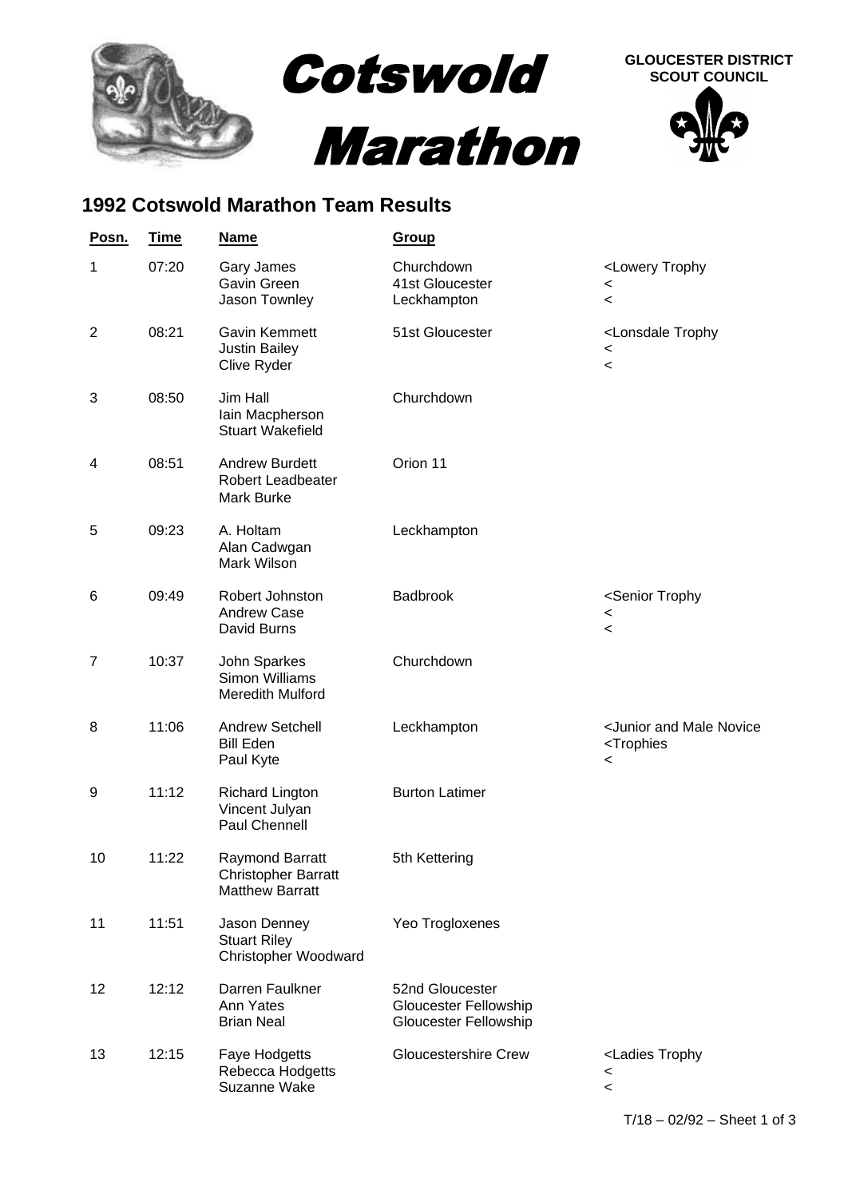Cotswold Marathon

GLOUCESTER DISTRICT SCOUT COUNCIL

## 1992 Cotswold Marathon Team Results

| Posn. | Time | Name | Group | |
|---|---|---|---|---|
| 1 | 07:20 | Gary James<br>Gavin Green<br>Jason Townley | Churchdown<br>41st Gloucester<br>Leckhampton | <Lowery Trophy<br><<br>< |
| 2 | 08:21 | Gavin Kemmett<br>Justin Bailey<br>Clive Ryder | 51st Gloucester | <Lonsdale Trophy<br><<br>< |
| 3 | 08:50 | Jim Hall<br>Iain Macpherson<br>Stuart Wakefield | Churchdown | |
| 4 | 08:51 | Andrew Burdett<br>Robert Leadbeater<br>Mark Burke | Orion 11 | |
| 5 | 09:23 | A. Holtam<br>Alan Cadwgan<br>Mark Wilson | Leckhampton | |
| 6 | 09:49 | Robert Johnston<br>Andrew Case<br>David Burns | Badbrook | <Senior Trophy<br><<br>< |
| 7 | 10:37 | John Sparkes<br>Simon Williams<br>Meredith Mulford | Churchdown | |
| 8 | 11:06 | Andrew Setchell<br>Bill Eden<br>Paul Kyte | Leckhampton | <Junior and Male Novice<br><Trophies<br>< |
| 9 | 11:12 | Richard Lington<br>Vincent Julyan<br>Paul Chennell | Burton Latimer | |
| 10 | 11:22 | Raymond Barratt<br>Christopher Barratt<br>Matthew Barratt | 5th Kettering | |
| 11 | 11:51 | Jason Denney<br>Stuart Riley<br>Christopher Woodward | Yeo Trogloxenes | |
| 12 | 12:12 | Darren Faulkner<br>Ann Yates<br>Brian Neal | 52nd Gloucester<br>Gloucester Fellowship<br>Gloucester Fellowship | |
| 13 | 12:15 | Faye Hodgetts<br>Rebecca Hodgetts<br>Suzanne Wake | Gloucestershire Crew | <Ladies Trophy<br><<br>< |

T/18 – 02/92 – Sheet 1 of 3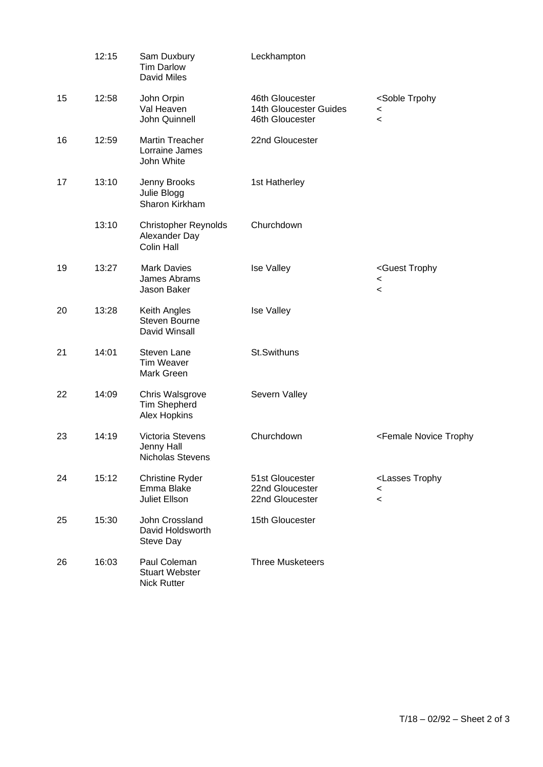| | | | | |
|---|---|---|---|---|
| | 12:15 | Sam Duxbury<br>Tim Darlow<br>David Miles | Leckhampton | |
| 15 | 12:58 | John Orpin<br>Val Heaven<br>John Quinnell | 46th Gloucester<br>14th Gloucester Guides<br>46th Gloucester | <Soble Trpohy<br><<br>< |
| 16 | 12:59 | Martin Treacher<br>Lorraine James<br>John White | 22nd Gloucester | |
| 17 | 13:10 | Jenny Brooks<br>Julie Blogg<br>Sharon Kirkham | 1st Hatherley | |
| | 13:10 | Christopher Reynolds<br>Alexander Day<br>Colin Hall | Churchdown | |
| 19 | 13:27 | Mark Davies<br>James Abrams<br>Jason Baker | Ise Valley | <Guest Trophy<br><<br>< |
| 20 | 13:28 | Keith Angles<br>Steven Bourne<br>David Winsall | Ise Valley | |
| 21 | 14:01 | Steven Lane<br>Tim Weaver<br>Mark Green | St.Swithuns | |
| 22 | 14:09 | Chris Walsgrove<br>Tim Shepherd<br>Alex Hopkins | Severn Valley | |
| 23 | 14:19 | Victoria Stevens<br>Jenny Hall<br>Nicholas Stevens | Churchdown | <Female Novice Trophy |
| 24 | 15:12 | Christine Ryder<br>Emma Blake<br>Juliet Ellson | 51st Gloucester<br>22nd Gloucester<br>22nd Gloucester | <Lasses Trophy<br><<br>< |
| 25 | 15:30 | John Crossland<br>David Holdsworth<br>Steve Day | 15th Gloucester | |
| 26 | 16:03 | Paul Coleman<br>Stuart Webster<br>Nick Rutter | Three Musketeers | |

T/18 – 02/92 – Sheet 2 of 3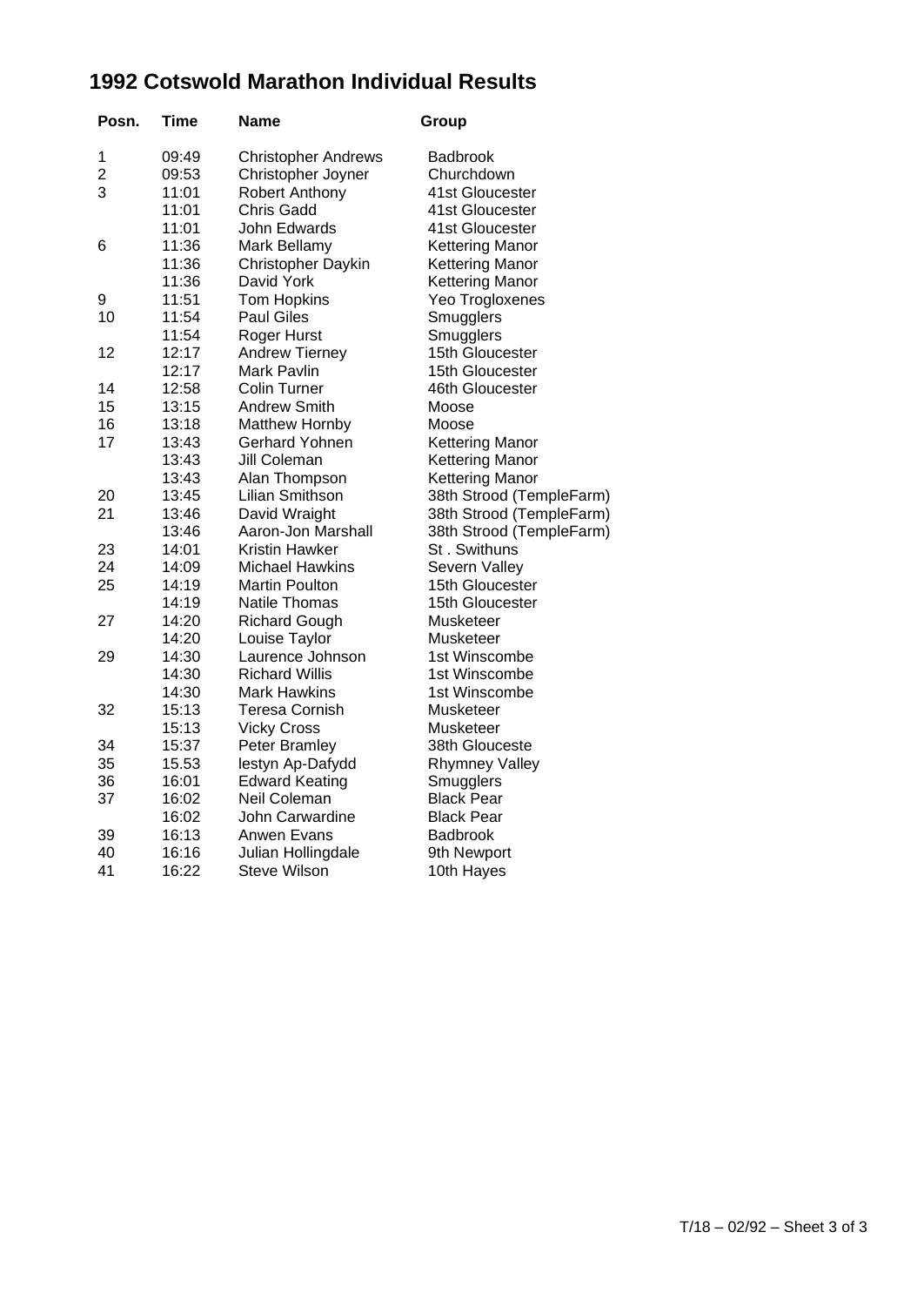# 1992 Cotswold Marathon Individual Results

| Posn. | Time | Name | Group |
|---|---|---|---|
| 1 | 09:49 | Christopher Andrews | Badbrook |
| 2 | 09:53 | Christopher Joyner | Churchdown |
| 3 | 11:01 | Robert Anthony | 41st Gloucester |
| | 11:01 | Chris Gadd | 41st Gloucester |
| | 11:01 | John Edwards | 41st Gloucester |
| 6 | 11:36 | Mark Bellamy | Kettering Manor |
| | 11:36 | Christopher Daykin | Kettering Manor |
| | 11:36 | David York | Kettering Manor |
| 9 | 11:51 | Tom Hopkins | Yeo Trogloxenes |
| 10 | 11:54 | Paul Giles | Smugglers |
| | 11:54 | Roger Hurst | Smugglers |
| 12 | 12:17 | Andrew Tierney | 15th Gloucester |
| | 12:17 | Mark Pavlin | 15th Gloucester |
| 14 | 12:58 | Colin Turner | 46th Gloucester |
| 15 | 13:15 | Andrew Smith | Moose |
| 16 | 13:18 | Matthew Hornby | Moose |
| 17 | 13:43 | Gerhard Yohnen | Kettering Manor |
| | 13:43 | Jill Coleman | Kettering Manor |
| | 13:43 | Alan Thompson | Kettering Manor |
| 20 | 13:45 | Lilian Smithson | 38th Strood (TempleFarm) |
| 21 | 13:46 | David Wraight | 38th Strood (TempleFarm) |
| | 13:46 | Aaron-Jon Marshall | 38th Strood (TempleFarm) |
| 23 | 14:01 | Kristin Hawker | St . Swithuns |
| 24 | 14:09 | Michael Hawkins | Severn Valley |
| 25 | 14:19 | Martin Poulton | 15th Gloucester |
| | 14:19 | Natile Thomas | 15th Gloucester |
| 27 | 14:20 | Richard Gough | Musketeer |
| | 14:20 | Louise Taylor | Musketeer |
| 29 | 14:30 | Laurence Johnson | 1st Winscombe |
| | 14:30 | Richard Willis | 1st Winscombe |
| | 14:30 | Mark Hawkins | 1st Winscombe |
| 32 | 15:13 | Teresa Cornish | Musketeer |
| | 15:13 | Vicky Cross | Musketeer |
| 34 | 15:37 | Peter Bramley | 38th Glouceste |
| 35 | 15.53 | Iestyn Ap-Dafydd | Rhymney Valley |
| 36 | 16:01 | Edward Keating | Smugglers |
| 37 | 16:02 | Neil Coleman | Black Pear |
| | 16:02 | John Carwardine | Black Pear |
| 39 | 16:13 | Anwen Evans | Badbrook |
| 40 | 16:16 | Julian Hollingdale | 9th Newport |
| 41 | 16:22 | Steve Wilson | 10th Hayes |

T/18 – 02/92 – Sheet 3 of 3